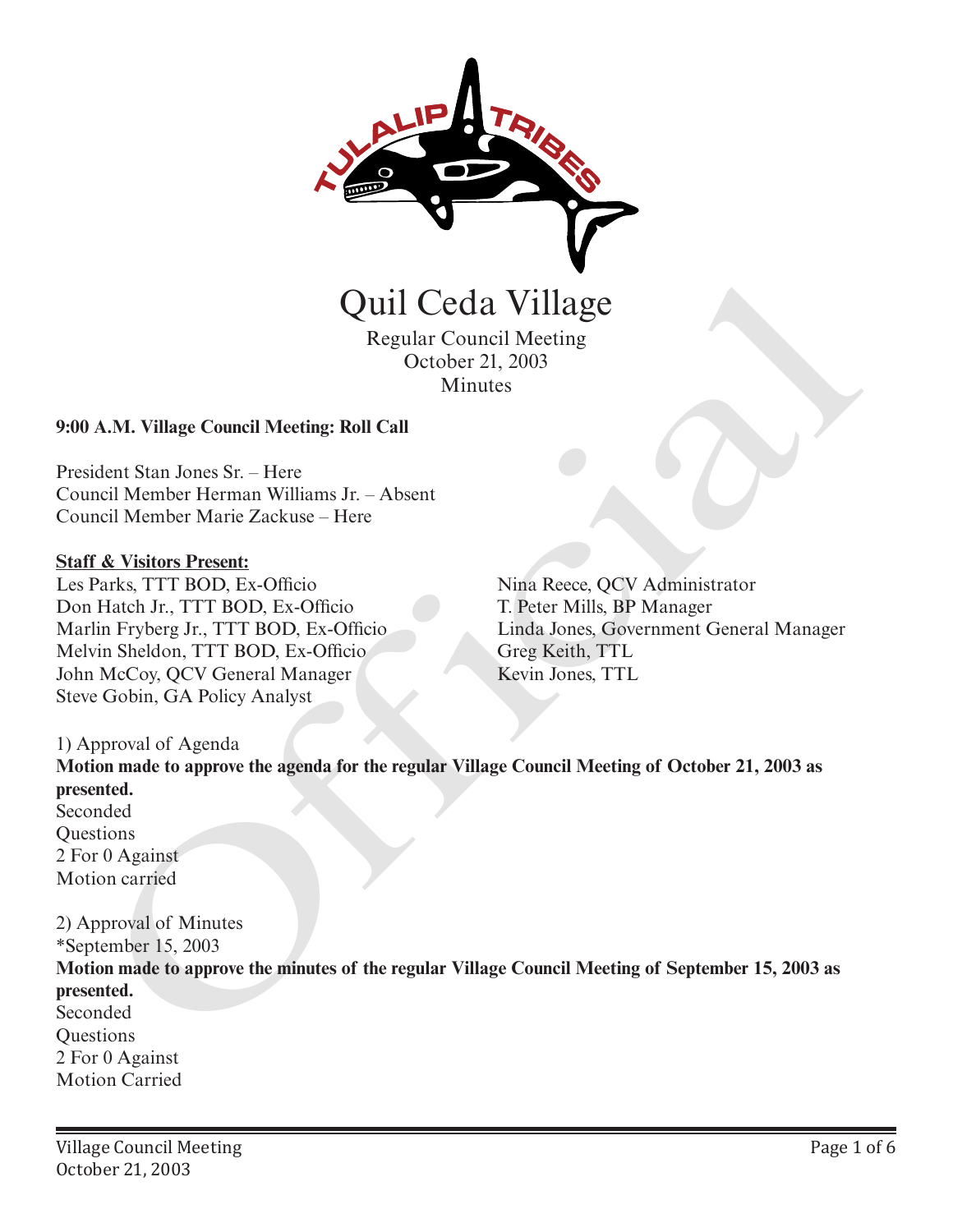# Quil Ceda Village

Regular Council Meeting
October 21, 2003
Minutes

**9:00 A.M. Village Council Meeting: Roll Call**

President Stan Jones Sr. – Here
Council Member Herman Williams Jr. – Absent
Council Member Marie Zackuse – Here

**Staff & Visitors Present:**

Les Parks, TTT BOD, Ex-Officio
Don Hatch Jr., TTT BOD, Ex-Officio
Marlin Fryberg Jr., TTT BOD, Ex-Officio
Melvin Sheldon, TTT BOD, Ex-Officio
John McCoy, QCV General Manager
Steve Gobin, GA Policy Analyst
Nina Reece, QCV Administrator
T. Peter Mills, BP Manager
Linda Jones, Government General Manager
Greg Keith, TTL
Kevin Jones, TTL

1) Approval of Agenda

**Motion made to approve the agenda for the regular Village Council Meeting of October 21, 2003 as presented.**

Seconded
Questions
2 For 0 Against
Motion carried

2) Approval of Minutes
*September 15, 2003

**Motion made to approve the minutes of the regular Village Council Meeting of September 15, 2003 as presented.**

Seconded
Questions
2 For 0 Against
Motion Carried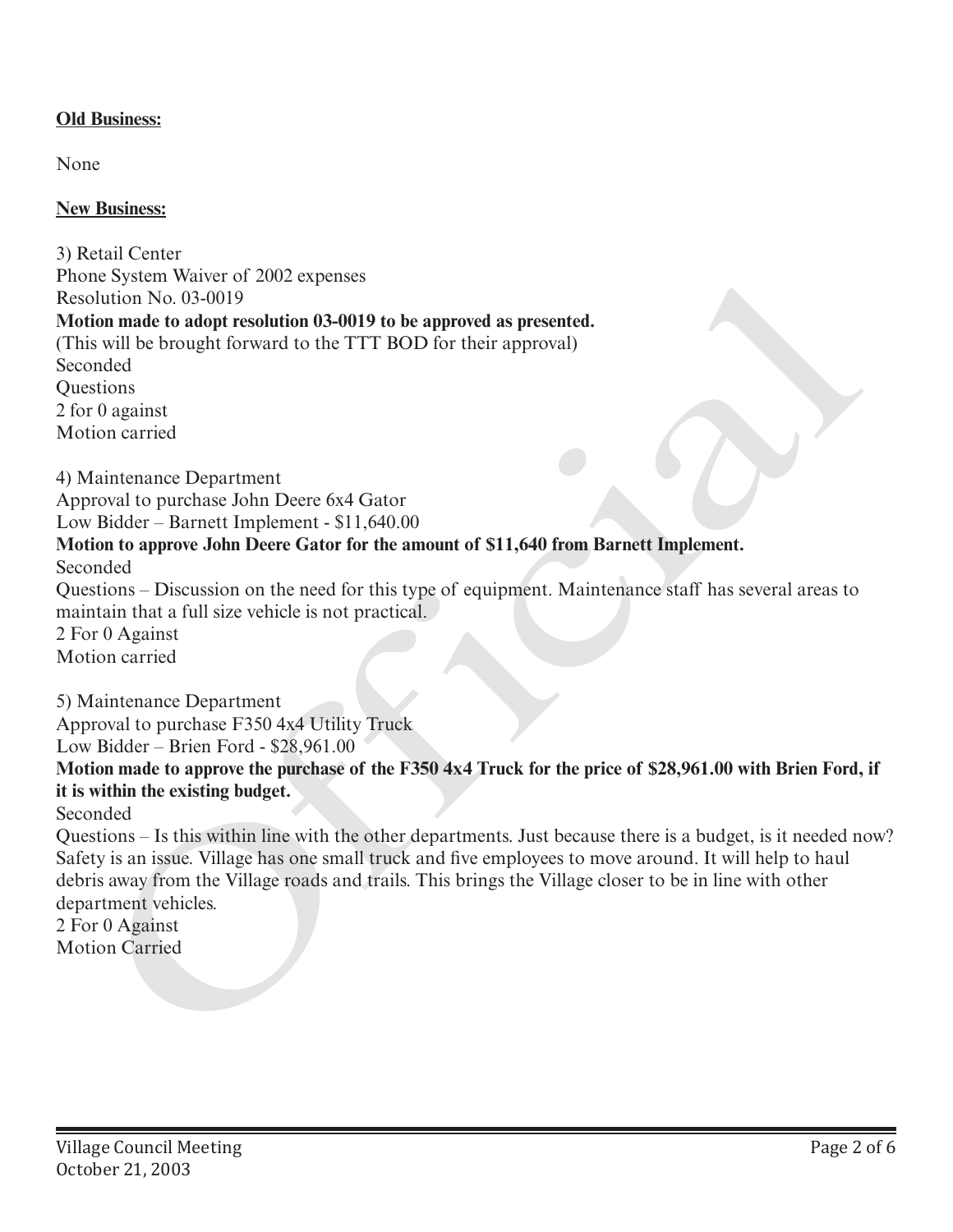**Old Business:**

None

**New Business:**

3) Retail Center
Phone System Waiver of 2002 expenses
Resolution No. 03-0019
**Motion made to adopt resolution 03-0019 to be approved as presented.**
(This will be brought forward to the TTT BOD for their approval)
Seconded
Questions
2 for 0 against
Motion carried

4) Maintenance Department
Approval to purchase John Deere 6x4 Gator
Low Bidder – Barnett Implement - $11,640.00
**Motion to approve John Deere Gator for the amount of $11,640 from Barnett Implement.**
Seconded
Questions – Discussion on the need for this type of equipment. Maintenance staff has several areas to maintain that a full size vehicle is not practical.
2 For 0 Against
Motion carried

5) Maintenance Department
Approval to purchase F350 4x4 Utility Truck
Low Bidder – Brien Ford - $28,961.00
**Motion made to approve the purchase of the F350 4x4 Truck for the price of $28,961.00 with Brien Ford, if it is within the existing budget.**
Seconded
Questions – Is this within line with the other departments. Just because there is a budget, is it needed now? Safety is an issue. Village has one small truck and five employees to move around. It will help to haul debris away from the Village roads and trails. This brings the Village closer to be in line with other department vehicles.
2 For 0 Against
Motion Carried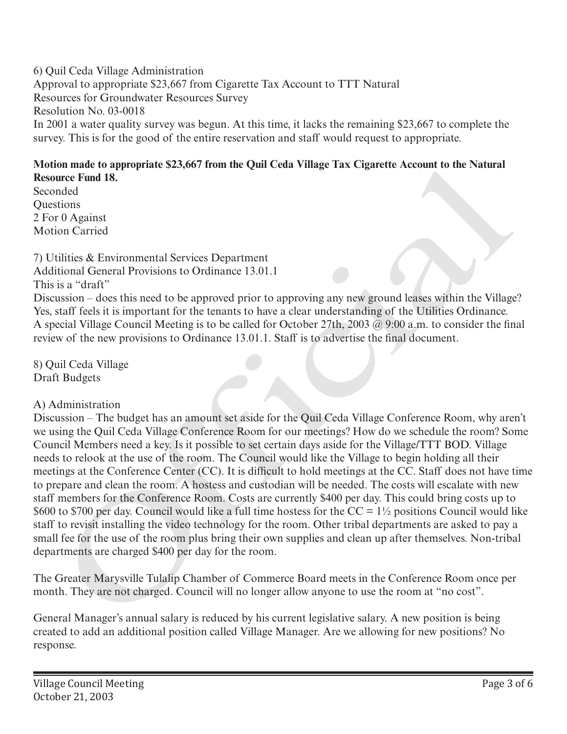6) Quil Ceda Village Administration
Approval to appropriate $23,667 from Cigarette Tax Account to TTT Natural Resources for Groundwater Resources Survey
Resolution No. 03-0018
In 2001 a water quality survey was begun. At this time, it lacks the remaining $23,667 to complete the survey. This is for the good of the entire reservation and staff would request to appropriate.

**Motion made to appropriate $23,667 from the Quil Ceda Village Tax Cigarette Account to the Natural Resource Fund 18.**
Seconded
Questions
2 For 0 Against
Motion Carried

7) Utilities & Environmental Services Department
Additional General Provisions to Ordinance 13.01.1
This is a "draft"
Discussion – does this need to be approved prior to approving any new ground leases within the Village? Yes, staff feels it is important for the tenants to have a clear understanding of the Utilities Ordinance. A special Village Council Meeting is to be called for October 27th, 2003 @ 9:00 a.m. to consider the final review of the new provisions to Ordinance 13.01.1. Staff is to advertise the final document.

8) Quil Ceda Village
Draft Budgets

A) Administration
Discussion – The budget has an amount set aside for the Quil Ceda Village Conference Room, why aren't we using the Quil Ceda Village Conference Room for our meetings? How do we schedule the room? Some Council Members need a key. Is it possible to set certain days aside for the Village/TTT BOD. Village needs to relook at the use of the room. The Council would like the Village to begin holding all their meetings at the Conference Center (CC). It is difficult to hold meetings at the CC. Staff does not have time to prepare and clean the room. A hostess and custodian will be needed. The costs will escalate with new staff members for the Conference Room. Costs are currently $400 per day. This could bring costs up to $600 to $700 per day. Council would like a full time hostess for the CC = 1½ positions Council would like staff to revisit installing the video technology for the room. Other tribal departments are asked to pay a small fee for the use of the room plus bring their own supplies and clean up after themselves. Non-tribal departments are charged $400 per day for the room.

The Greater Marysville Tulalip Chamber of Commerce Board meets in the Conference Room once per month. They are not charged. Council will no longer allow anyone to use the room at "no cost".

General Manager's annual salary is reduced by his current legislative salary. A new position is being created to add an additional position called Village Manager. Are we allowing for new positions? No response.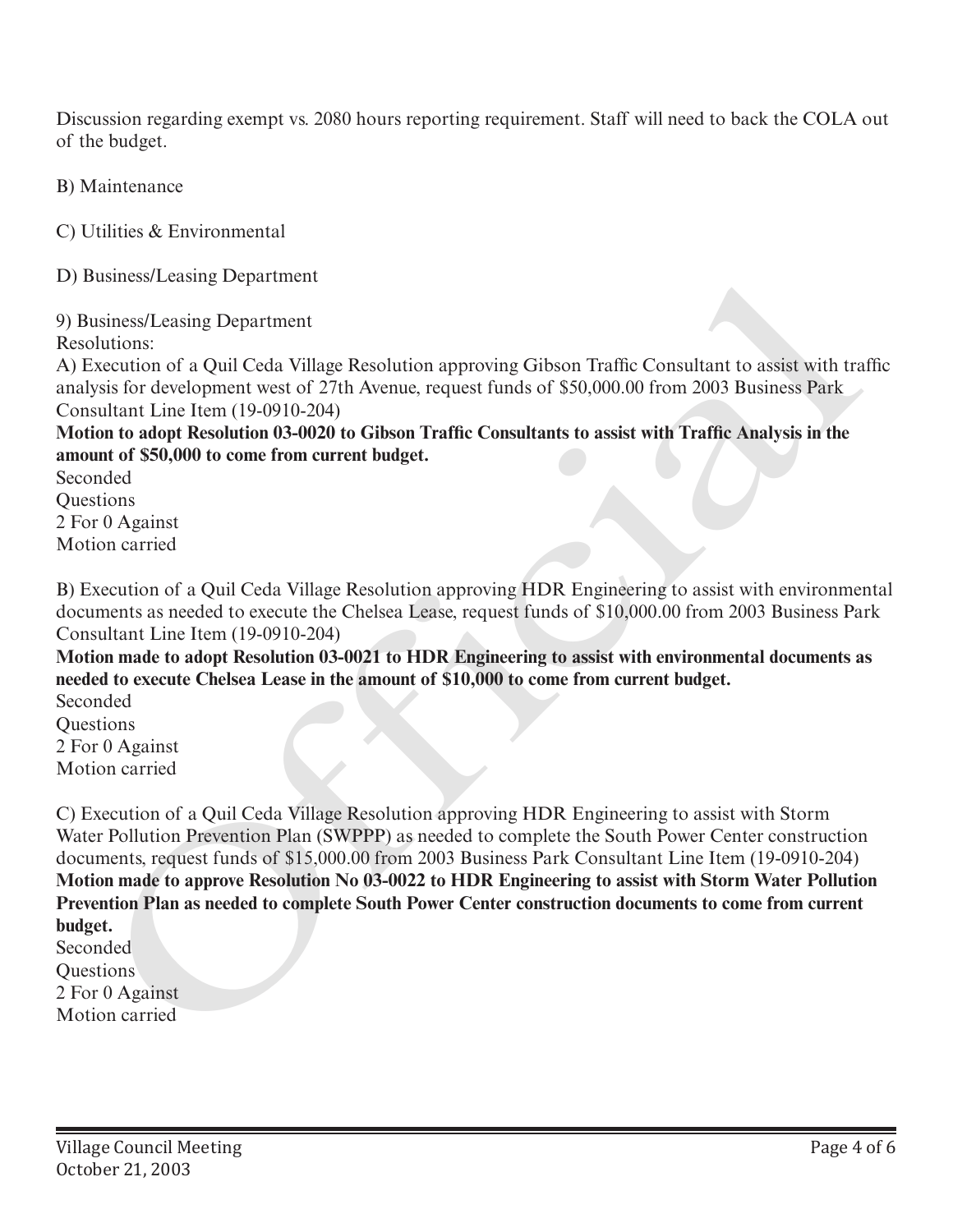Discussion regarding exempt vs. 2080 hours reporting requirement. Staff will need to back the COLA out of the budget.

B) Maintenance

C) Utilities & Environmental

D) Business/Leasing Department

9) Business/Leasing Department
Resolutions:
A) Execution of a Quil Ceda Village Resolution approving Gibson Traffic Consultant to assist with traffic analysis for development west of 27th Avenue, request funds of $50,000.00 from 2003 Business Park Consultant Line Item (19-0910-204)
**Motion to adopt Resolution 03-0020 to Gibson Traffic Consultants to assist with Traffic Analysis in the amount of $50,000 to come from current budget.**
Seconded
Questions
2 For 0 Against
Motion carried

B) Execution of a Quil Ceda Village Resolution approving HDR Engineering to assist with environmental documents as needed to execute the Chelsea Lease, request funds of $10,000.00 from 2003 Business Park Consultant Line Item (19-0910-204)
**Motion made to adopt Resolution 03-0021 to HDR Engineering to assist with environmental documents as needed to execute Chelsea Lease in the amount of $10,000 to come from current budget.**
Seconded
Questions
2 For 0 Against
Motion carried

C) Execution of a Quil Ceda Village Resolution approving HDR Engineering to assist with Storm Water Pollution Prevention Plan (SWPPP) as needed to complete the South Power Center construction documents, request funds of $15,000.00 from 2003 Business Park Consultant Line Item (19-0910-204)
**Motion made to approve Resolution No 03-0022 to HDR Engineering to assist with Storm Water Pollution Prevention Plan as needed to complete South Power Center construction documents to come from current budget.**
Seconded
Questions
2 For 0 Against
Motion carried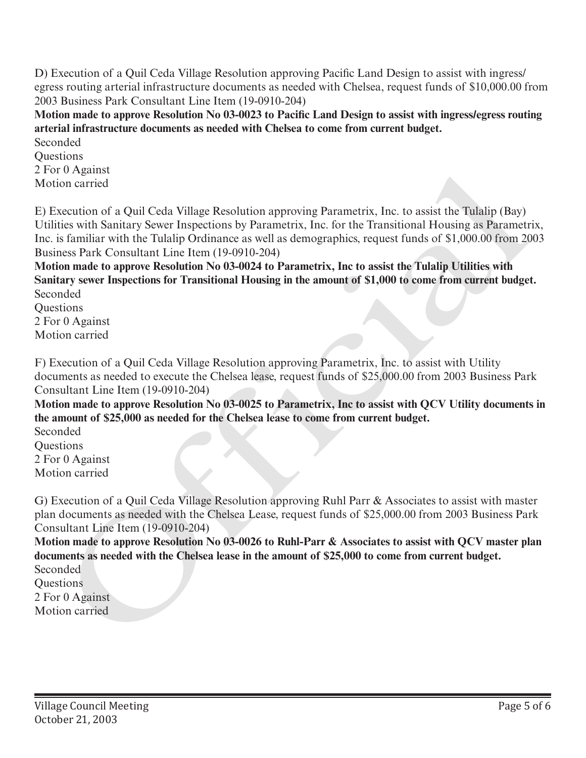D) Execution of a Quil Ceda Village Resolution approving Pacific Land Design to assist with ingress/egress routing arterial infrastructure documents as needed with Chelsea, request funds of $10,000.00 from 2003 Business Park Consultant Line Item (19-0910-204)

**Motion made to approve Resolution No 03-0023 to Pacific Land Design to assist with ingress/egress routing arterial infrastructure documents as needed with Chelsea to come from current budget.**

Seconded
Questions
2 For 0 Against
Motion carried

E) Execution of a Quil Ceda Village Resolution approving Parametrix, Inc. to assist the Tulalip (Bay) Utilities with Sanitary Sewer Inspections by Parametrix, Inc. for the Transitional Housing as Parametrix, Inc. is familiar with the Tulalip Ordinance as well as demographics, request funds of $1,000.00 from 2003 Business Park Consultant Line Item (19-0910-204)

**Motion made to approve Resolution No 03-0024 to Parametrix, Inc to assist the Tulalip Utilities with Sanitary sewer Inspections for Transitional Housing in the amount of $1,000 to come from current budget.**

Seconded
Questions
2 For 0 Against
Motion carried

F) Execution of a Quil Ceda Village Resolution approving Parametrix, Inc. to assist with Utility documents as needed to execute the Chelsea lease, request funds of $25,000.00 from 2003 Business Park Consultant Line Item (19-0910-204)

**Motion made to approve Resolution No 03-0025 to Parametrix, Inc to assist with QCV Utility documents in the amount of $25,000 as needed for the Chelsea lease to come from current budget.**

Seconded
Questions
2 For 0 Against
Motion carried

G) Execution of a Quil Ceda Village Resolution approving Ruhl Parr & Associates to assist with master plan documents as needed with the Chelsea Lease, request funds of $25,000.00 from 2003 Business Park Consultant Line Item (19-0910-204)

**Motion made to approve Resolution No 03-0026 to Ruhl-Parr & Associates to assist with QCV master plan documents as needed with the Chelsea lease in the amount of $25,000 to come from current budget.**

Seconded
Questions
2 For 0 Against
Motion carried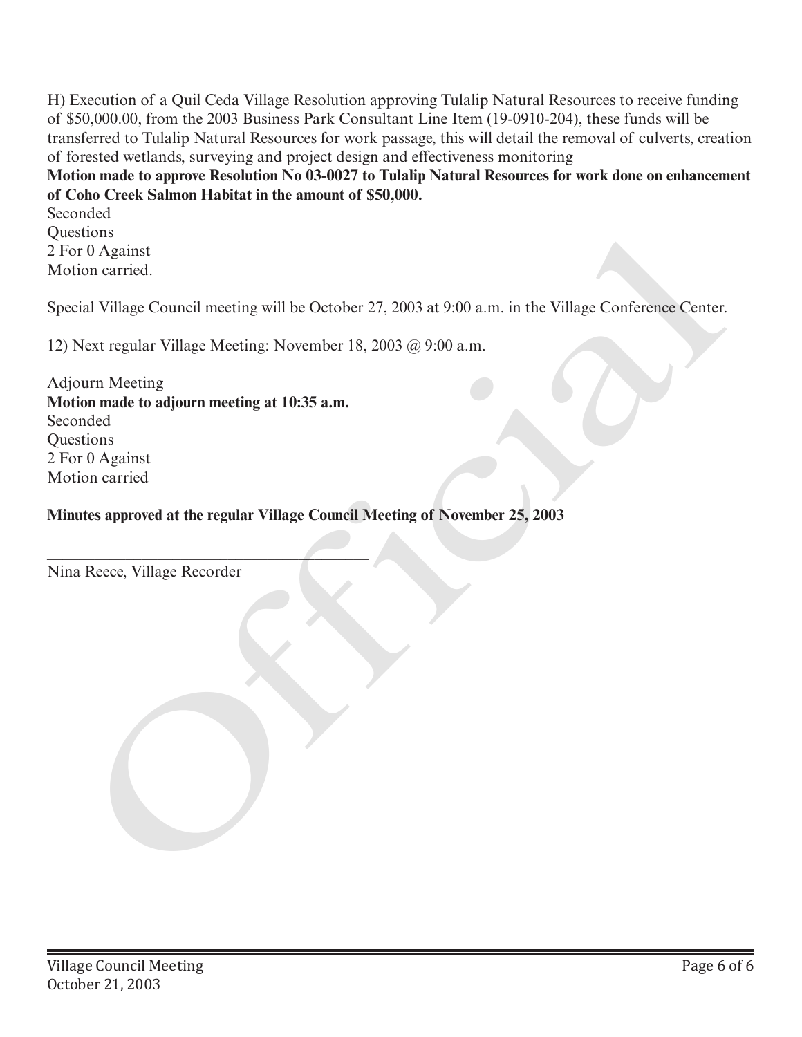H) Execution of a Quil Ceda Village Resolution approving Tulalip Natural Resources to receive funding of $50,000.00, from the 2003 Business Park Consultant Line Item (19-0910-204), these funds will be transferred to Tulalip Natural Resources for work passage, this will detail the removal of culverts, creation of forested wetlands, surveying and project design and effectiveness monitoring

**Motion made to approve Resolution No 03-0027 to Tulalip Natural Resources for work done on enhancement of Coho Creek Salmon Habitat in the amount of $50,000.**

Seconded
Questions
2 For 0 Against
Motion carried.

Special Village Council meeting will be October 27, 2003 at 9:00 a.m. in the Village Conference Center.

12) Next regular Village Meeting: November 18, 2003 @ 9:00 a.m.

Adjourn Meeting

**Motion made to adjourn meeting at 10:35 a.m.**

Seconded
Questions
2 For 0 Against
Motion carried

**Minutes approved at the regular Village Council Meeting of November 25, 2003**

\_\_\_\_\_\_\_\_\_\_\_\_\_\_\_\_\_\_\_\_\_\_\_\_\_\_\_\_\_\_\_\_\_\_\_\_\_\_\_\_

Nina Reece, Village Recorder